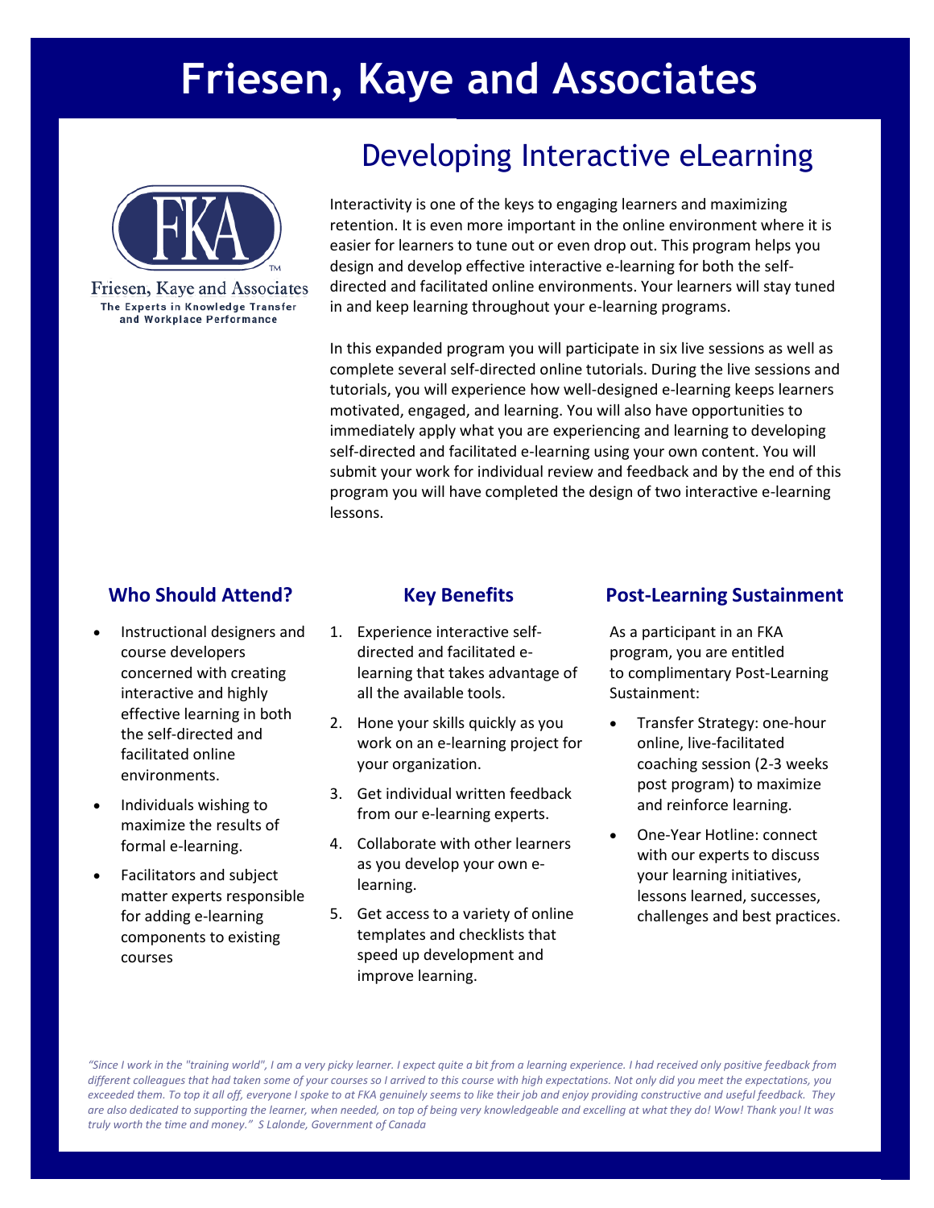# Friesen, Kaye and Associates

Friesen, Kaye and Associates
The Experts in Knowledge Transfer and Workplace Performance

## Developing Interactive eLearning

Interactivity is one of the keys to engaging learners and maximizing retention. It is even more important in the online environment where it is easier for learners to tune out or even drop out. This program helps you design and develop effective interactive e-learning for both the self-directed and facilitated online environments. Your learners will stay tuned in and keep learning throughout your e-learning programs.

In this expanded program you will participate in six live sessions as well as complete several self-directed online tutorials. During the live sessions and tutorials, you will experience how well-designed e-learning keeps learners motivated, engaged, and learning. You will also have opportunities to immediately apply what you are experiencing and learning to developing self-directed and facilitated e-learning using your own content. You will submit your work for individual review and feedback and by the end of this program you will have completed the design of two interactive e-learning lessons.

### Who Should Attend?

- Instructional designers and course developers concerned with creating interactive and highly effective learning in both the self-directed and facilitated online environments.
- Individuals wishing to maximize the results of formal e-learning.
- Facilitators and subject matter experts responsible for adding e-learning components to existing courses

### Key Benefits

1. Experience interactive self-directed and facilitated e-learning that takes advantage of all the available tools.
2. Hone your skills quickly as you work on an e-learning project for your organization.
3. Get individual written feedback from our e-learning experts.
4. Collaborate with other learners as you develop your own e-learning.
5. Get access to a variety of online templates and checklists that speed up development and improve learning.

### Post-Learning Sustainment

As a participant in an FKA program, you are entitled to complimentary Post-Learning Sustainment:

- Transfer Strategy: one-hour online, live-facilitated coaching session (2-3 weeks post program) to maximize and reinforce learning.
- One-Year Hotline: connect with our experts to discuss your learning initiatives, lessons learned, successes, challenges and best practices.

*"Since I work in the "training world", I am a very picky learner. I expect quite a bit from a learning experience. I had received only positive feedback from different colleagues that had taken some of your courses so I arrived to this course with high expectations. Not only did you meet the expectations, you exceeded them. To top it all off, everyone I spoke to at FKA genuinely seems to like their job and enjoy providing constructive and useful feedback. They are also dedicated to supporting the learner, when needed, on top of being very knowledgeable and excelling at what they do! Wow! Thank you! It was truly worth the time and money." S Lalonde, Government of Canada*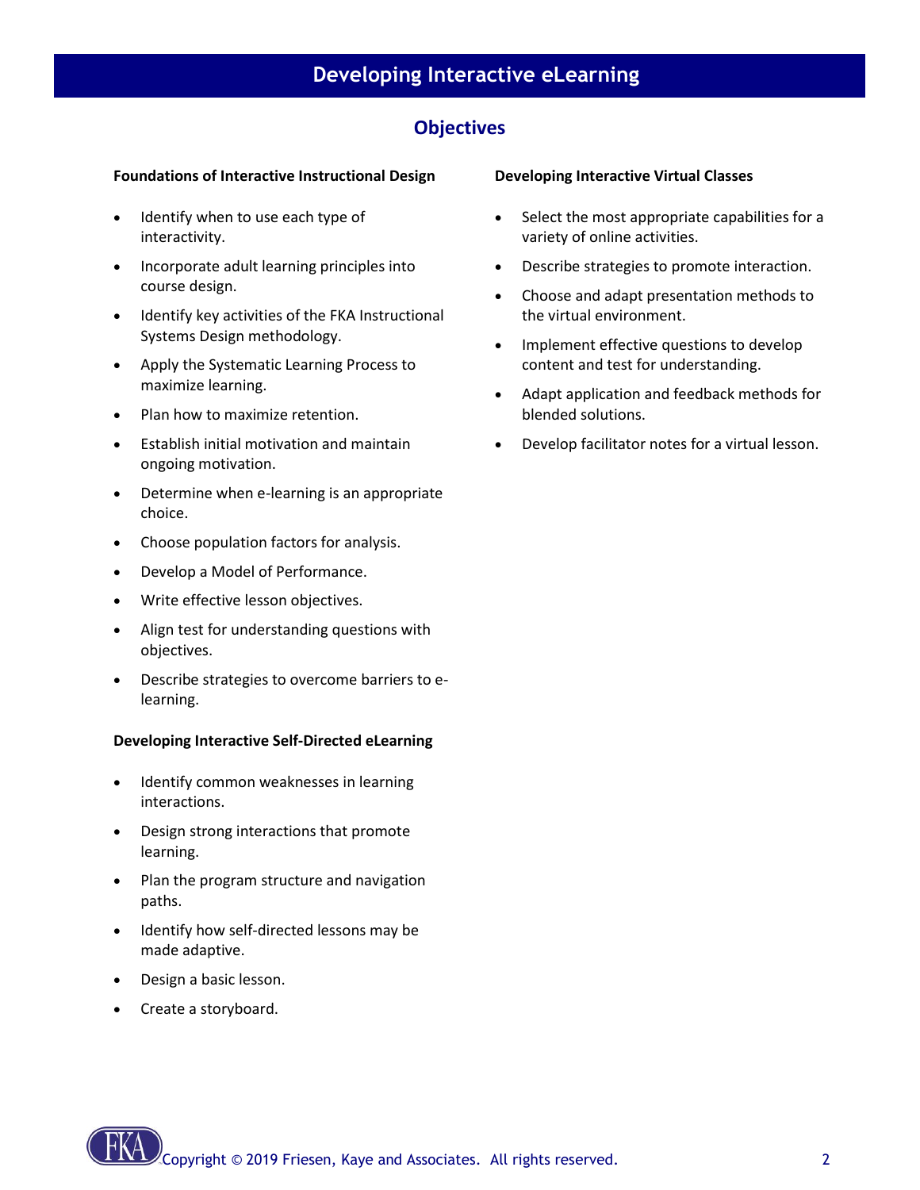# Developing Interactive eLearning

## Objectives

**Foundations of Interactive Instructional Design**

- Identify when to use each type of interactivity.
- Incorporate adult learning principles into course design.
- Identify key activities of the FKA Instructional Systems Design methodology.
- Apply the Systematic Learning Process to maximize learning.
- Plan how to maximize retention.
- Establish initial motivation and maintain ongoing motivation.
- Determine when e-learning is an appropriate choice.
- Choose population factors for analysis.
- Develop a Model of Performance.
- Write effective lesson objectives.
- Align test for understanding questions with objectives.
- Describe strategies to overcome barriers to e-learning.

**Developing Interactive Self-Directed eLearning**

- Identify common weaknesses in learning interactions.
- Design strong interactions that promote learning.
- Plan the program structure and navigation paths.
- Identify how self-directed lessons may be made adaptive.
- Design a basic lesson.
- Create a storyboard.

**Developing Interactive Virtual Classes**

- Select the most appropriate capabilities for a variety of online activities.
- Describe strategies to promote interaction.
- Choose and adapt presentation methods to the virtual environment.
- Implement effective questions to develop content and test for understanding.
- Adapt application and feedback methods for blended solutions.
- Develop facilitator notes for a virtual lesson.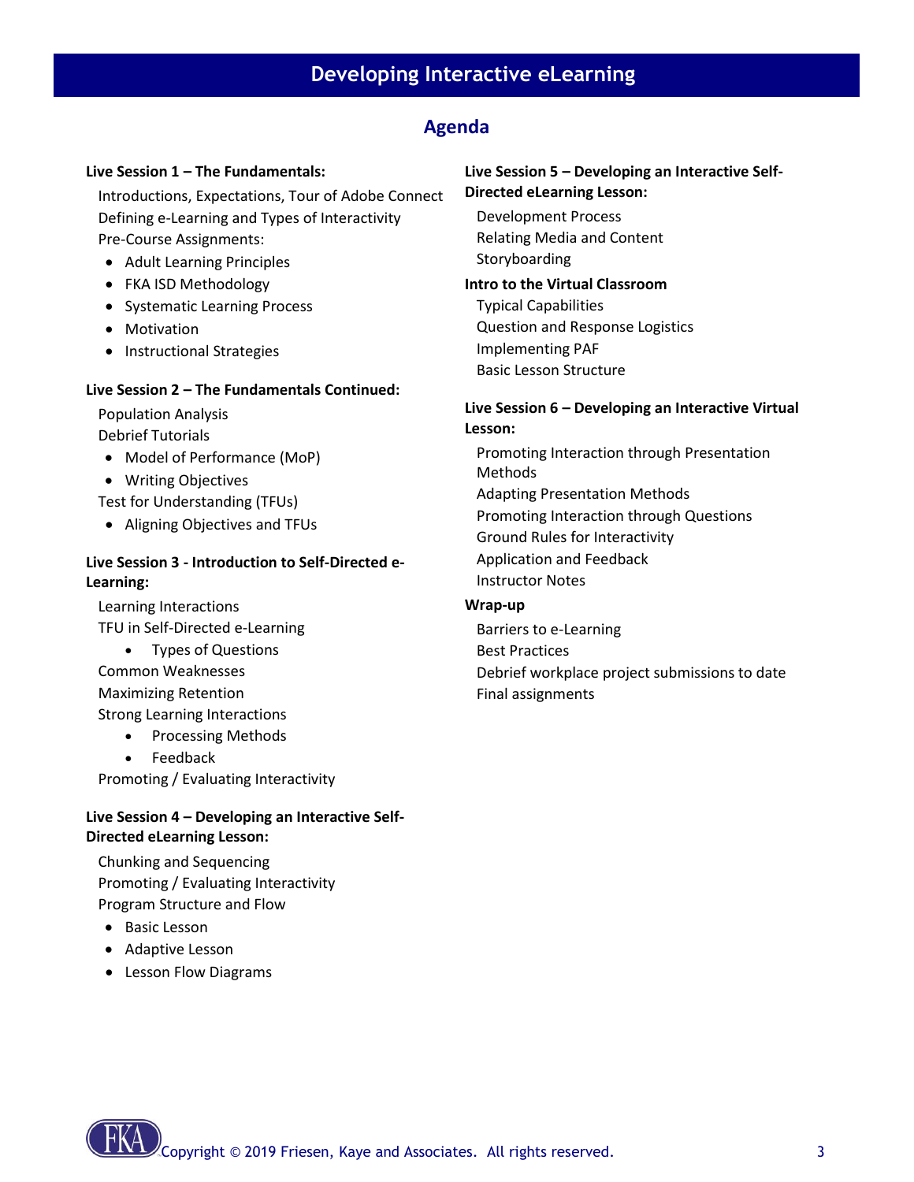# Developing Interactive eLearning

## Agenda

**Live Session 1 – The Fundamentals:**

Introductions, Expectations, Tour of Adobe Connect
Defining e-Learning and Types of Interactivity
Pre-Course Assignments:

- Adult Learning Principles
- FKA ISD Methodology
- Systematic Learning Process
- Motivation
- Instructional Strategies

**Live Session 2 – The Fundamentals Continued:**

Population Analysis
Debrief Tutorials

- Model of Performance (MoP)
- Writing Objectives

Test for Understanding (TFUs)

- Aligning Objectives and TFUs

**Live Session 3 - Introduction to Self-Directed e-Learning:**

Learning Interactions
TFU in Self-Directed e-Learning

- Types of Questions

Common Weaknesses
Maximizing Retention
Strong Learning Interactions

- Processing Methods
- Feedback

Promoting / Evaluating Interactivity

**Live Session 4 – Developing an Interactive Self-Directed eLearning Lesson:**

Chunking and Sequencing
Promoting / Evaluating Interactivity
Program Structure and Flow

- Basic Lesson
- Adaptive Lesson
- Lesson Flow Diagrams

**Live Session 5 – Developing an Interactive Self-Directed eLearning Lesson:**

Development Process
Relating Media and Content
Storyboarding

**Intro to the Virtual Classroom**

Typical Capabilities
Question and Response Logistics
Implementing PAF
Basic Lesson Structure

**Live Session 6 – Developing an Interactive Virtual Lesson:**

Promoting Interaction through Presentation Methods
Adapting Presentation Methods
Promoting Interaction through Questions
Ground Rules for Interactivity
Application and Feedback
Instructor Notes

**Wrap-up**

Barriers to e-Learning
Best Practices
Debrief workplace project submissions to date
Final assignments

Copyright © 2019 Friesen, Kaye and Associates. All rights reserved.